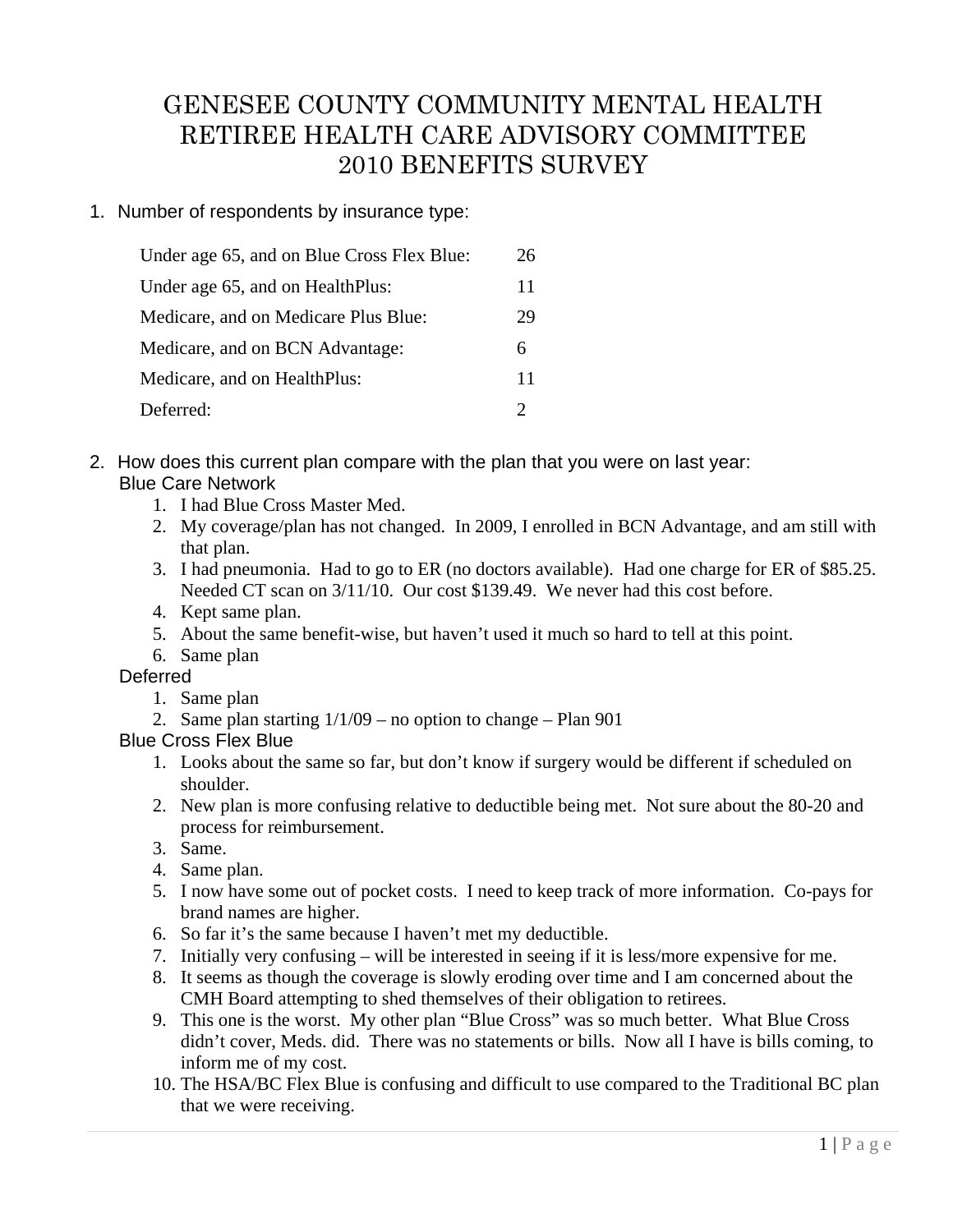# GENESEE COUNTY COMMUNITY MENTAL HEALTH RETIREE HEALTH CARE ADVISORY COMMITTEE 2010 BENEFITS SURVEY

1. Number of respondents by insurance type:

| | |
|---|---|
| Under age 65, and on Blue Cross Flex Blue: | 26 |
| Under age 65, and on HealthPlus: | 11 |
| Medicare, and on Medicare Plus Blue: | 29 |
| Medicare, and on BCN Advantage: | 6 |
| Medicare, and on HealthPlus: | 11 |
| Deferred: | 2 |

2. How does this current plan compare with the plan that you were on last year:

Blue Care Network

1. I had Blue Cross Master Med.
2. My coverage/plan has not changed. In 2009, I enrolled in BCN Advantage, and am still with that plan.
3. I had pneumonia. Had to go to ER (no doctors available). Had one charge for ER of $85.25. Needed CT scan on 3/11/10. Our cost $139.49. We never had this cost before.
4. Kept same plan.
5. About the same benefit-wise, but haven't used it much so hard to tell at this point.
6. Same plan

Deferred

1. Same plan
2. Same plan starting 1/1/09 – no option to change – Plan 901

Blue Cross Flex Blue

1. Looks about the same so far, but don't know if surgery would be different if scheduled on shoulder.
2. New plan is more confusing relative to deductible being met. Not sure about the 80-20 and process for reimbursement.
3. Same.
4. Same plan.
5. I now have some out of pocket costs. I need to keep track of more information. Co-pays for brand names are higher.
6. So far it's the same because I haven't met my deductible.
7. Initially very confusing – will be interested in seeing if it is less/more expensive for me.
8. It seems as though the coverage is slowly eroding over time and I am concerned about the CMH Board attempting to shed themselves of their obligation to retirees.
9. This one is the worst. My other plan "Blue Cross" was so much better. What Blue Cross didn't cover, Meds. did. There was no statements or bills. Now all I have is bills coming, to inform me of my cost.
10. The HSA/BC Flex Blue is confusing and difficult to use compared to the Traditional BC plan that we were receiving.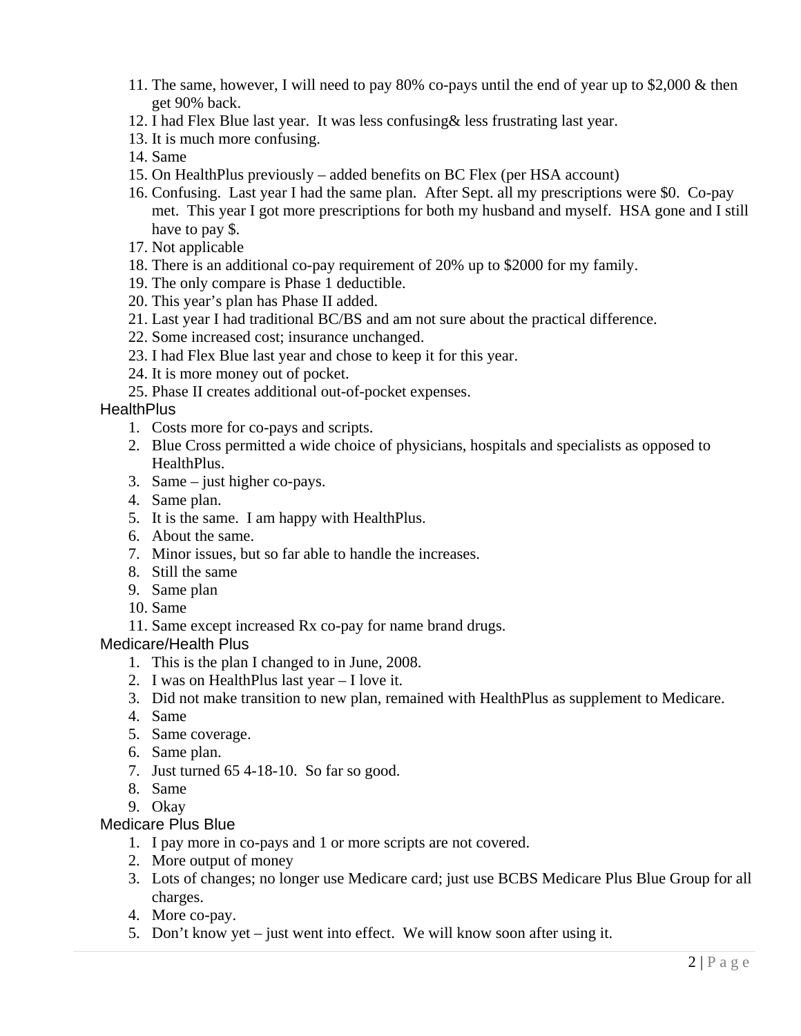11. The same, however, I will need to pay 80% co-pays until the end of year up to $2,000 & then get 90% back.
12. I had Flex Blue last year. It was less confusing& less frustrating last year.
13. It is much more confusing.
14. Same
15. On HealthPlus previously – added benefits on BC Flex (per HSA account)
16. Confusing. Last year I had the same plan. After Sept. all my prescriptions were $0. Co-pay met. This year I got more prescriptions for both my husband and myself. HSA gone and I still have to pay $.
17. Not applicable
18. There is an additional co-pay requirement of 20% up to $2000 for my family.
19. The only compare is Phase 1 deductible.
20. This year's plan has Phase II added.
21. Last year I had traditional BC/BS and am not sure about the practical difference.
22. Some increased cost; insurance unchanged.
23. I had Flex Blue last year and chose to keep it for this year.
24. It is more money out of pocket.
25. Phase II creates additional out-of-pocket expenses.

HealthPlus

1. Costs more for co-pays and scripts.
2. Blue Cross permitted a wide choice of physicians, hospitals and specialists as opposed to HealthPlus.
3. Same – just higher co-pays.
4. Same plan.
5. It is the same. I am happy with HealthPlus.
6. About the same.
7. Minor issues, but so far able to handle the increases.
8. Still the same
9. Same plan
10. Same
11. Same except increased Rx co-pay for name brand drugs.

Medicare/Health Plus

1. This is the plan I changed to in June, 2008.
2. I was on HealthPlus last year – I love it.
3. Did not make transition to new plan, remained with HealthPlus as supplement to Medicare.
4. Same
5. Same coverage.
6. Same plan.
7. Just turned 65 4-18-10. So far so good.
8. Same
9. Okay

Medicare Plus Blue

1. I pay more in co-pays and 1 or more scripts are not covered.
2. More output of money
3. Lots of changes; no longer use Medicare card; just use BCBS Medicare Plus Blue Group for all charges.
4. More co-pay.
5. Don't know yet – just went into effect. We will know soon after using it.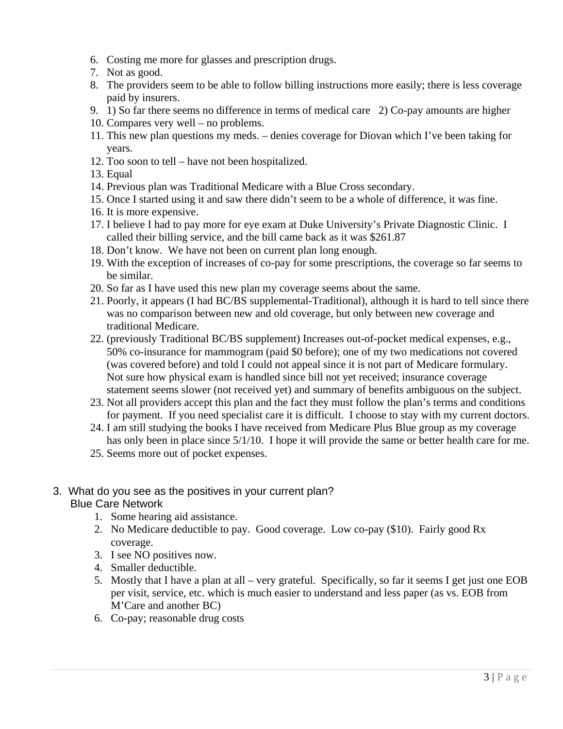6. Costing me more for glasses and prescription drugs.
7. Not as good.
8. The providers seem to be able to follow billing instructions more easily; there is less coverage paid by insurers.
9. 1) So far there seems no difference in terms of medical care 2) Co-pay amounts are higher
10. Compares very well – no problems.
11. This new plan questions my meds. – denies coverage for Diovan which I've been taking for years.
12. Too soon to tell – have not been hospitalized.
13. Equal
14. Previous plan was Traditional Medicare with a Blue Cross secondary.
15. Once I started using it and saw there didn't seem to be a whole of difference, it was fine.
16. It is more expensive.
17. I believe I had to pay more for eye exam at Duke University's Private Diagnostic Clinic. I called their billing service, and the bill came back as it was $261.87
18. Don't know. We have not been on current plan long enough.
19. With the exception of increases of co-pay for some prescriptions, the coverage so far seems to be similar.
20. So far as I have used this new plan my coverage seems about the same.
21. Poorly, it appears (I had BC/BS supplemental-Traditional), although it is hard to tell since there was no comparison between new and old coverage, but only between new coverage and traditional Medicare.
22. (previously Traditional BC/BS supplement) Increases out-of-pocket medical expenses, e.g., 50% co-insurance for mammogram (paid $0 before); one of my two medications not covered (was covered before) and told I could not appeal since it is not part of Medicare formulary. Not sure how physical exam is handled since bill not yet received; insurance coverage statement seems slower (not received yet) and summary of benefits ambiguous on the subject.
23. Not all providers accept this plan and the fact they must follow the plan's terms and conditions for payment. If you need specialist care it is difficult. I choose to stay with my current doctors.
24. I am still studying the books I have received from Medicare Plus Blue group as my coverage has only been in place since 5/1/10. I hope it will provide the same or better health care for me.
25. Seems more out of pocket expenses.

3. What do you see as the positives in your current plan?

Blue Care Network

1. Some hearing aid assistance.
2. No Medicare deductible to pay. Good coverage. Low co-pay ($10). Fairly good Rx coverage.
3. I see NO positives now.
4. Smaller deductible.
5. Mostly that I have a plan at all – very grateful. Specifically, so far it seems I get just one EOB per visit, service, etc. which is much easier to understand and less paper (as vs. EOB from M'Care and another BC)
6. Co-pay; reasonable drug costs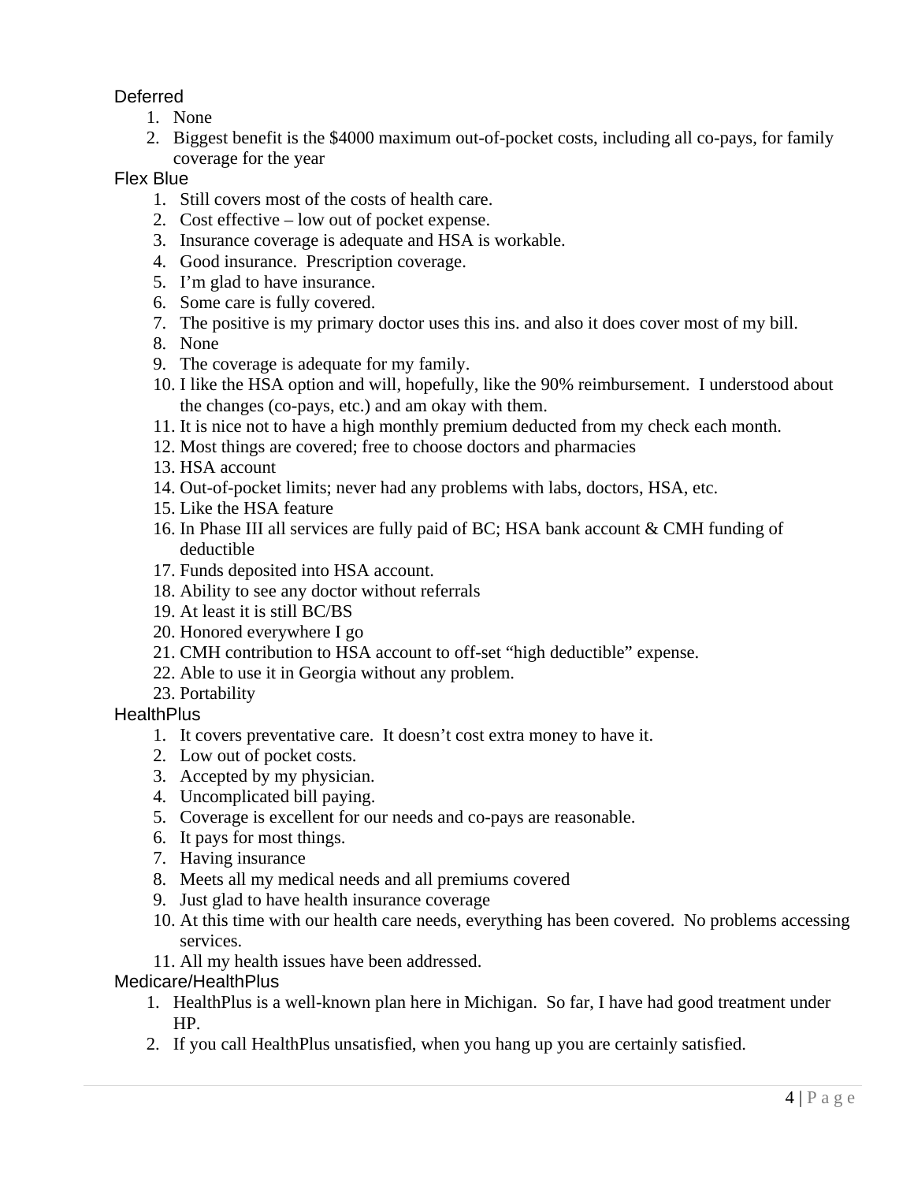Deferred

1. None
2. Biggest benefit is the $4000 maximum out-of-pocket costs, including all co-pays, for family coverage for the year

Flex Blue

1. Still covers most of the costs of health care.
2. Cost effective – low out of pocket expense.
3. Insurance coverage is adequate and HSA is workable.
4. Good insurance. Prescription coverage.
5. I'm glad to have insurance.
6. Some care is fully covered.
7. The positive is my primary doctor uses this ins. and also it does cover most of my bill.
8. None
9. The coverage is adequate for my family.
10. I like the HSA option and will, hopefully, like the 90% reimbursement. I understood about the changes (co-pays, etc.) and am okay with them.
11. It is nice not to have a high monthly premium deducted from my check each month.
12. Most things are covered; free to choose doctors and pharmacies
13. HSA account
14. Out-of-pocket limits; never had any problems with labs, doctors, HSA, etc.
15. Like the HSA feature
16. In Phase III all services are fully paid of BC; HSA bank account & CMH funding of deductible
17. Funds deposited into HSA account.
18. Ability to see any doctor without referrals
19. At least it is still BC/BS
20. Honored everywhere I go
21. CMH contribution to HSA account to off-set "high deductible" expense.
22. Able to use it in Georgia without any problem.
23. Portability

HealthPlus

1. It covers preventative care. It doesn't cost extra money to have it.
2. Low out of pocket costs.
3. Accepted by my physician.
4. Uncomplicated bill paying.
5. Coverage is excellent for our needs and co-pays are reasonable.
6. It pays for most things.
7. Having insurance
8. Meets all my medical needs and all premiums covered
9. Just glad to have health insurance coverage
10. At this time with our health care needs, everything has been covered. No problems accessing services.
11. All my health issues have been addressed.

Medicare/HealthPlus

1. HealthPlus is a well-known plan here in Michigan. So far, I have had good treatment under HP.
2. If you call HealthPlus unsatisfied, when you hang up you are certainly satisfied.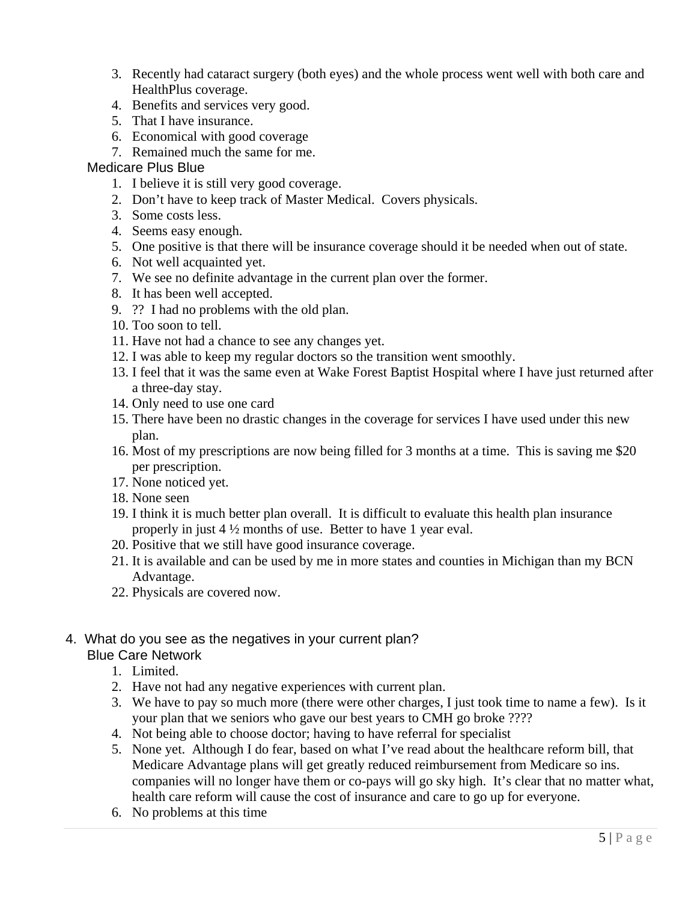3. Recently had cataract surgery (both eyes) and the whole process went well with both care and HealthPlus coverage.
4. Benefits and services very good.
5. That I have insurance.
6. Economical with good coverage
7. Remained much the same for me.

Medicare Plus Blue

1. I believe it is still very good coverage.
2. Don't have to keep track of Master Medical. Covers physicals.
3. Some costs less.
4. Seems easy enough.
5. One positive is that there will be insurance coverage should it be needed when out of state.
6. Not well acquainted yet.
7. We see no definite advantage in the current plan over the former.
8. It has been well accepted.
9. ?? I had no problems with the old plan.
10. Too soon to tell.
11. Have not had a chance to see any changes yet.
12. I was able to keep my regular doctors so the transition went smoothly.
13. I feel that it was the same even at Wake Forest Baptist Hospital where I have just returned after a three-day stay.
14. Only need to use one card
15. There have been no drastic changes in the coverage for services I have used under this new plan.
16. Most of my prescriptions are now being filled for 3 months at a time. This is saving me $20 per prescription.
17. None noticed yet.
18. None seen
19. I think it is much better plan overall. It is difficult to evaluate this health plan insurance properly in just 4 ½ months of use. Better to have 1 year eval.
20. Positive that we still have good insurance coverage.
21. It is available and can be used by me in more states and counties in Michigan than my BCN Advantage.
22. Physicals are covered now.

4. What do you see as the negatives in your current plan?

Blue Care Network

1. Limited.
2. Have not had any negative experiences with current plan.
3. We have to pay so much more (there were other charges, I just took time to name a few). Is it your plan that we seniors who gave our best years to CMH go broke ????
4. Not being able to choose doctor; having to have referral for specialist
5. None yet. Although I do fear, based on what I've read about the healthcare reform bill, that Medicare Advantage plans will get greatly reduced reimbursement from Medicare so ins. companies will no longer have them or co-pays will go sky high. It's clear that no matter what, health care reform will cause the cost of insurance and care to go up for everyone.
6. No problems at this time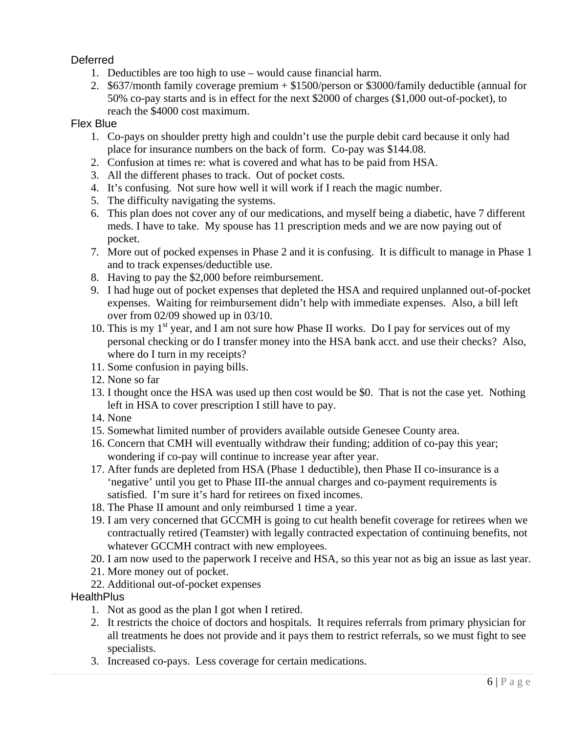Deferred

1. Deductibles are too high to use – would cause financial harm.
2. $637/month family coverage premium + $1500/person or $3000/family deductible (annual for 50% co-pay starts and is in effect for the next $2000 of charges ($1,000 out-of-pocket), to reach the $4000 cost maximum.

Flex Blue

1. Co-pays on shoulder pretty high and couldn't use the purple debit card because it only had place for insurance numbers on the back of form. Co-pay was $144.08.
2. Confusion at times re: what is covered and what has to be paid from HSA.
3. All the different phases to track. Out of pocket costs.
4. It's confusing. Not sure how well it will work if I reach the magic number.
5. The difficulty navigating the systems.
6. This plan does not cover any of our medications, and myself being a diabetic, have 7 different meds. I have to take. My spouse has 11 prescription meds and we are now paying out of pocket.
7. More out of pocked expenses in Phase 2 and it is confusing. It is difficult to manage in Phase 1 and to track expenses/deductible use.
8. Having to pay the $2,000 before reimbursement.
9. I had huge out of pocket expenses that depleted the HSA and required unplanned out-of-pocket expenses. Waiting for reimbursement didn't help with immediate expenses. Also, a bill left over from 02/09 showed up in 03/10.
10. This is my 1st year, and I am not sure how Phase II works. Do I pay for services out of my personal checking or do I transfer money into the HSA bank acct. and use their checks? Also, where do I turn in my receipts?
11. Some confusion in paying bills.
12. None so far
13. I thought once the HSA was used up then cost would be $0. That is not the case yet. Nothing left in HSA to cover prescription I still have to pay.
14. None
15. Somewhat limited number of providers available outside Genesee County area.
16. Concern that CMH will eventually withdraw their funding; addition of co-pay this year; wondering if co-pay will continue to increase year after year.
17. After funds are depleted from HSA (Phase 1 deductible), then Phase II co-insurance is a 'negative' until you get to Phase III-the annual charges and co-payment requirements is satisfied. I'm sure it's hard for retirees on fixed incomes.
18. The Phase II amount and only reimbursed 1 time a year.
19. I am very concerned that GCCMH is going to cut health benefit coverage for retirees when we contractually retired (Teamster) with legally contracted expectation of continuing benefits, not whatever GCCMH contract with new employees.
20. I am now used to the paperwork I receive and HSA, so this year not as big an issue as last year.
21. More money out of pocket.
22. Additional out-of-pocket expenses

HealthPlus

1. Not as good as the plan I got when I retired.
2. It restricts the choice of doctors and hospitals. It requires referrals from primary physician for all treatments he does not provide and it pays them to restrict referrals, so we must fight to see specialists.
3. Increased co-pays. Less coverage for certain medications.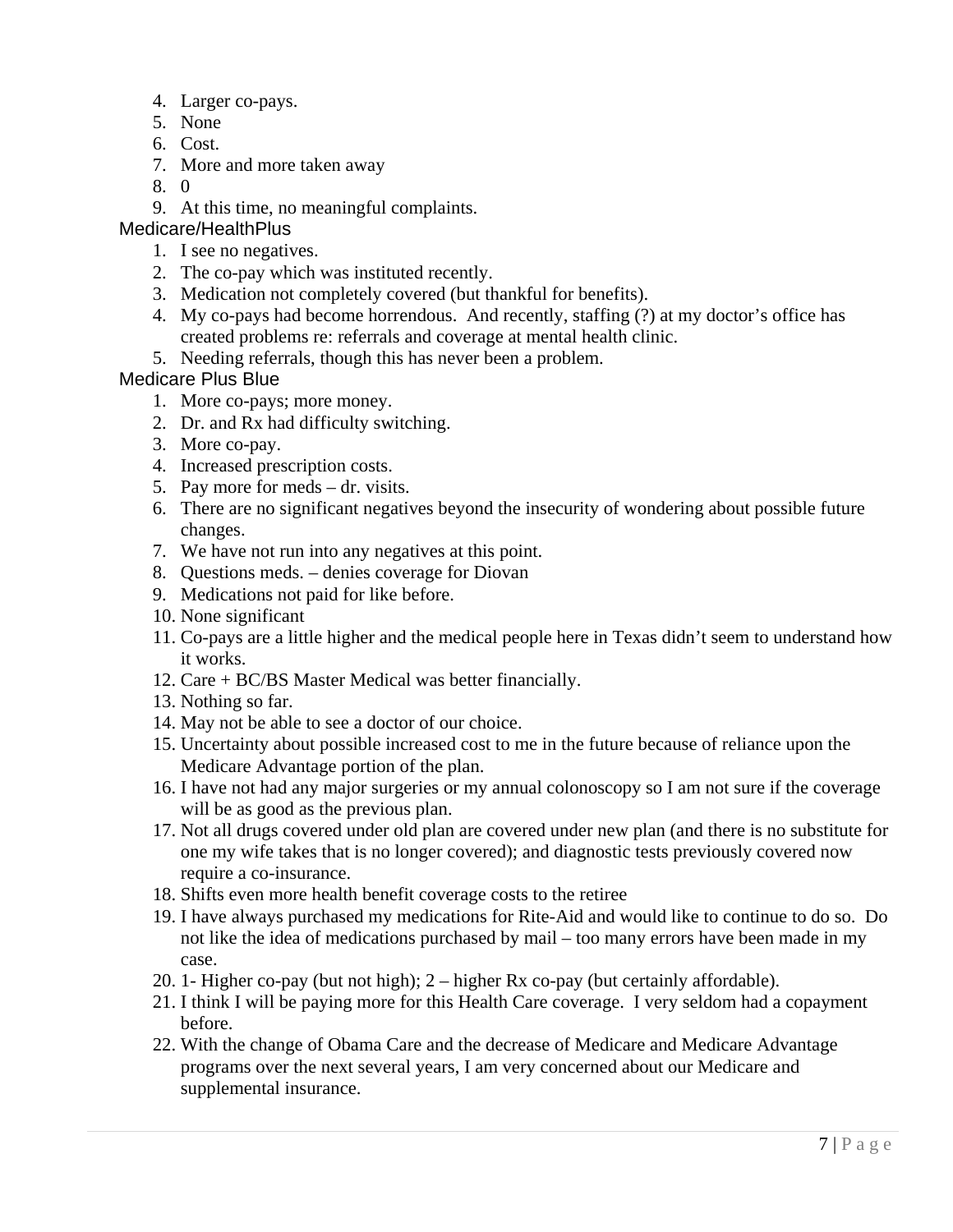4. Larger co-pays.
5. None
6. Cost.
7. More and more taken away
8. 0
9. At this time, no meaningful complaints.

Medicare/HealthPlus

1. I see no negatives.
2. The co-pay which was instituted recently.
3. Medication not completely covered (but thankful for benefits).
4. My co-pays had become horrendous. And recently, staffing (?) at my doctor's office has created problems re: referrals and coverage at mental health clinic.
5. Needing referrals, though this has never been a problem.

Medicare Plus Blue

1. More co-pays; more money.
2. Dr. and Rx had difficulty switching.
3. More co-pay.
4. Increased prescription costs.
5. Pay more for meds – dr. visits.
6. There are no significant negatives beyond the insecurity of wondering about possible future changes.
7. We have not run into any negatives at this point.
8. Questions meds. – denies coverage for Diovan
9. Medications not paid for like before.
10. None significant
11. Co-pays are a little higher and the medical people here in Texas didn't seem to understand how it works.
12. Care + BC/BS Master Medical was better financially.
13. Nothing so far.
14. May not be able to see a doctor of our choice.
15. Uncertainty about possible increased cost to me in the future because of reliance upon the Medicare Advantage portion of the plan.
16. I have not had any major surgeries or my annual colonoscopy so I am not sure if the coverage will be as good as the previous plan.
17. Not all drugs covered under old plan are covered under new plan (and there is no substitute for one my wife takes that is no longer covered); and diagnostic tests previously covered now require a co-insurance.
18. Shifts even more health benefit coverage costs to the retiree
19. I have always purchased my medications for Rite-Aid and would like to continue to do so. Do not like the idea of medications purchased by mail – too many errors have been made in my case.
20. 1- Higher co-pay (but not high); 2 – higher Rx co-pay (but certainly affordable).
21. I think I will be paying more for this Health Care coverage. I very seldom had a copayment before.
22. With the change of Obama Care and the decrease of Medicare and Medicare Advantage programs over the next several years, I am very concerned about our Medicare and supplemental insurance.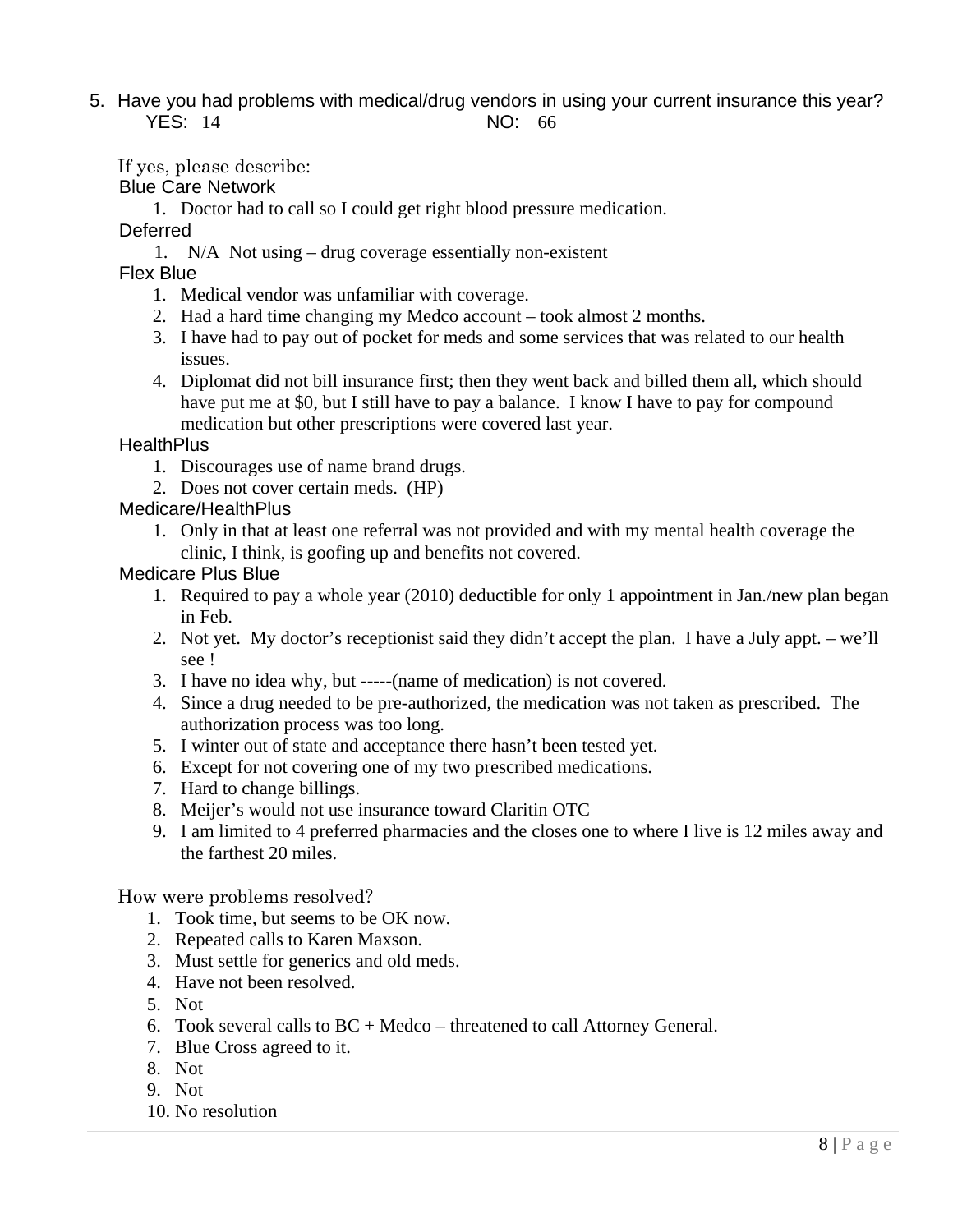5. Have you had problems with medical/drug vendors in using your current insurance this year?

   YES: 14 NO: 66

If yes, please describe:

Blue Care Network

1. Doctor had to call so I could get right blood pressure medication.

Deferred

1. N/A Not using – drug coverage essentially non-existent

Flex Blue

1. Medical vendor was unfamiliar with coverage.
2. Had a hard time changing my Medco account – took almost 2 months.
3. I have had to pay out of pocket for meds and some services that was related to our health issues.
4. Diplomat did not bill insurance first; then they went back and billed them all, which should have put me at $0, but I still have to pay a balance. I know I have to pay for compound medication but other prescriptions were covered last year.

HealthPlus

1. Discourages use of name brand drugs.
2. Does not cover certain meds. (HP)

Medicare/HealthPlus

1. Only in that at least one referral was not provided and with my mental health coverage the clinic, I think, is goofing up and benefits not covered.

Medicare Plus Blue

1. Required to pay a whole year (2010) deductible for only 1 appointment in Jan./new plan began in Feb.
2. Not yet. My doctor's receptionist said they didn't accept the plan. I have a July appt. – we'll see !
3. I have no idea why, but -----(name of medication) is not covered.
4. Since a drug needed to be pre-authorized, the medication was not taken as prescribed. The authorization process was too long.
5. I winter out of state and acceptance there hasn't been tested yet.
6. Except for not covering one of my two prescribed medications.
7. Hard to change billings.
8. Meijer's would not use insurance toward Claritin OTC
9. I am limited to 4 preferred pharmacies and the closes one to where I live is 12 miles away and the farthest 20 miles.

How were problems resolved?

1. Took time, but seems to be OK now.
2. Repeated calls to Karen Maxson.
3. Must settle for generics and old meds.
4. Have not been resolved.
5. Not
6. Took several calls to BC + Medco – threatened to call Attorney General.
7. Blue Cross agreed to it.
8. Not
9. Not
10. No resolution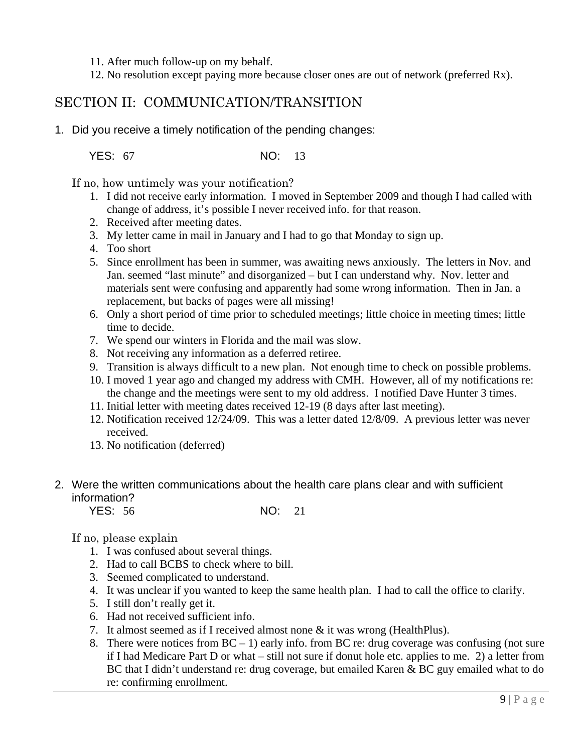11. After much follow-up on my behalf.
12. No resolution except paying more because closer ones are out of network (preferred Rx).

## SECTION II: COMMUNICATION/TRANSITION

1. Did you receive a timely notification of the pending changes:

   YES: 67 NO: 13

   If no, how untimely was your notification?

   1. I did not receive early information. I moved in September 2009 and though I had called with change of address, it's possible I never received info. for that reason.
   2. Received after meeting dates.
   3. My letter came in mail in January and I had to go that Monday to sign up.
   4. Too short
   5. Since enrollment has been in summer, was awaiting news anxiously. The letters in Nov. and Jan. seemed "last minute" and disorganized – but I can understand why. Nov. letter and materials sent were confusing and apparently had some wrong information. Then in Jan. a replacement, but backs of pages were all missing!
   6. Only a short period of time prior to scheduled meetings; little choice in meeting times; little time to decide.
   7. We spend our winters in Florida and the mail was slow.
   8. Not receiving any information as a deferred retiree.
   9. Transition is always difficult to a new plan. Not enough time to check on possible problems.
   10. I moved 1 year ago and changed my address with CMH. However, all of my notifications re: the change and the meetings were sent to my old address. I notified Dave Hunter 3 times.
   11. Initial letter with meeting dates received 12-19 (8 days after last meeting).
   12. Notification received 12/24/09. This was a letter dated 12/8/09. A previous letter was never received.
   13. No notification (deferred)

2. Were the written communications about the health care plans clear and with sufficient information?

   YES: 56 NO: 21

   If no, please explain

   1. I was confused about several things.
   2. Had to call BCBS to check where to bill.
   3. Seemed complicated to understand.
   4. It was unclear if you wanted to keep the same health plan. I had to call the office to clarify.
   5. I still don't really get it.
   6. Had not received sufficient info.
   7. It almost seemed as if I received almost none & it was wrong (HealthPlus).
   8. There were notices from BC – 1) early info. from BC re: drug coverage was confusing (not sure if I had Medicare Part D or what – still not sure if donut hole etc. applies to me. 2) a letter from BC that I didn't understand re: drug coverage, but emailed Karen & BC guy emailed what to do re: confirming enrollment.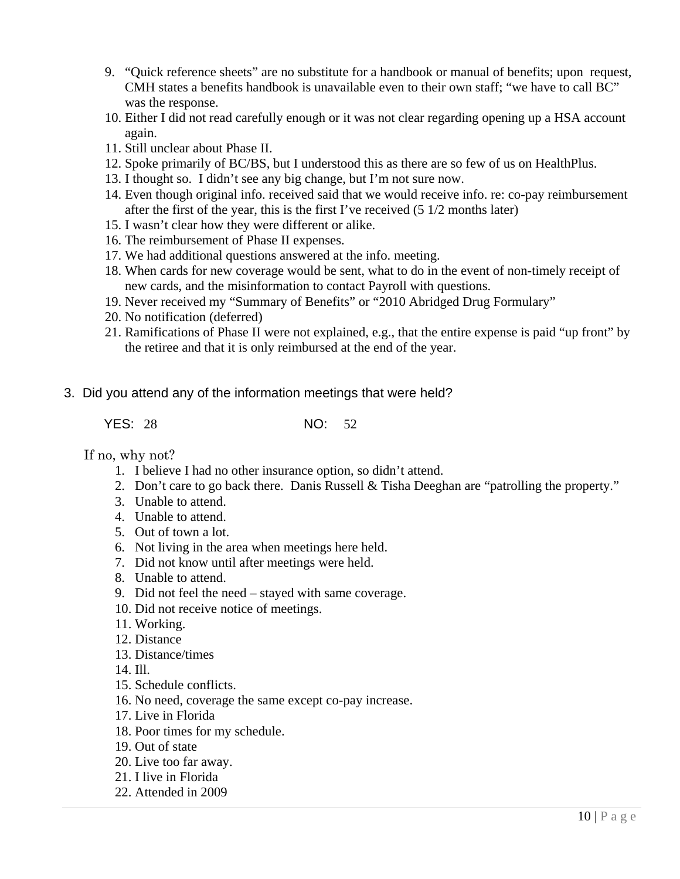9. "Quick reference sheets" are no substitute for a handbook or manual of benefits; upon request, CMH states a benefits handbook is unavailable even to their own staff; "we have to call BC" was the response.
10. Either I did not read carefully enough or it was not clear regarding opening up a HSA account again.
11. Still unclear about Phase II.
12. Spoke primarily of BC/BS, but I understood this as there are so few of us on HealthPlus.
13. I thought so. I didn't see any big change, but I'm not sure now.
14. Even though original info. received said that we would receive info. re: co-pay reimbursement after the first of the year, this is the first I've received (5 1/2 months later)
15. I wasn't clear how they were different or alike.
16. The reimbursement of Phase II expenses.
17. We had additional questions answered at the info. meeting.
18. When cards for new coverage would be sent, what to do in the event of non-timely receipt of new cards, and the misinformation to contact Payroll with questions.
19. Never received my "Summary of Benefits" or "2010 Abridged Drug Formulary"
20. No notification (deferred)
21. Ramifications of Phase II were not explained, e.g., that the entire expense is paid "up front" by the retiree and that it is only reimbursed at the end of the year.

3. Did you attend any of the information meetings that were held?

YES: 28 NO: 52

If no, why not?

1. I believe I had no other insurance option, so didn't attend.
2. Don't care to go back there. Danis Russell & Tisha Deeghan are "patrolling the property."
3. Unable to attend.
4. Unable to attend.
5. Out of town a lot.
6. Not living in the area when meetings here held.
7. Did not know until after meetings were held.
8. Unable to attend.
9. Did not feel the need – stayed with same coverage.
10. Did not receive notice of meetings.
11. Working.
12. Distance
13. Distance/times
14. Ill.
15. Schedule conflicts.
16. No need, coverage the same except co-pay increase.
17. Live in Florida
18. Poor times for my schedule.
19. Out of state
20. Live too far away.
21. I live in Florida
22. Attended in 2009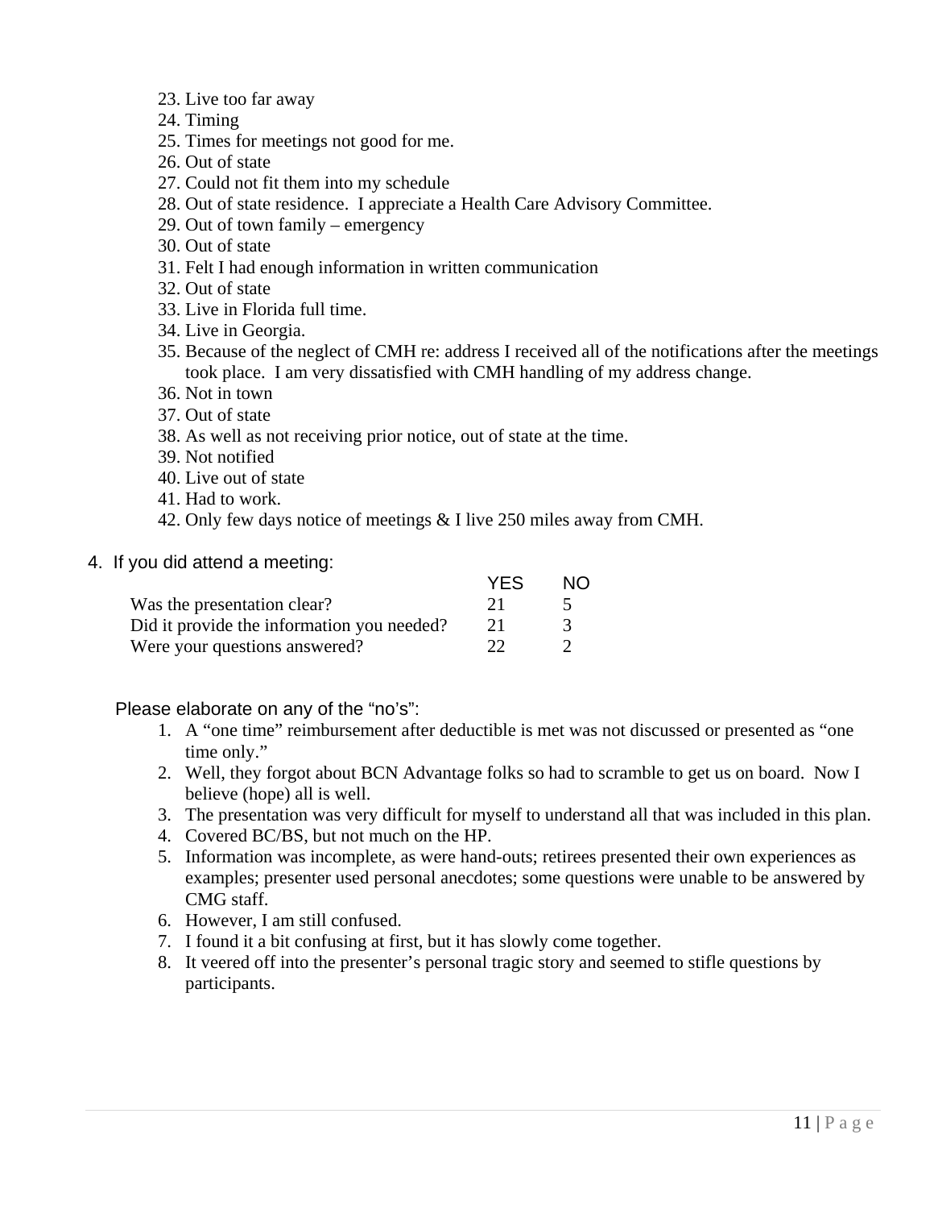23. Live too far away
24. Timing
25. Times for meetings not good for me.
26. Out of state
27. Could not fit them into my schedule
28. Out of state residence.  I appreciate a Health Care Advisory Committee.
29. Out of town family – emergency
30. Out of state
31. Felt I had enough information in written communication
32. Out of state
33. Live in Florida full time.
34. Live in Georgia.
35. Because of the neglect of CMH re: address I received all of the notifications after the meetings took place.  I am very dissatisfied with CMH handling of my address change.
36. Not in town
37. Out of state
38. As well as not receiving prior notice, out of state at the time.
39. Not notified
40. Live out of state
41. Had to work.
42. Only few days notice of meetings & I live 250 miles away from CMH.

4. If you did attend a meeting:

| | YES | NO |
|---|---|---|
| Was the presentation clear? | 21 | 5 |
| Did it provide the information you needed? | 21 | 3 |
| Were your questions answered? | 22 | 2 |

Please elaborate on any of the "no's":

1. A "one time" reimbursement after deductible is met was not discussed or presented as "one time only."
2. Well, they forgot about BCN Advantage folks so had to scramble to get us on board.  Now I believe (hope) all is well.
3. The presentation was very difficult for myself to understand all that was included in this plan.
4. Covered BC/BS, but not much on the HP.
5. Information was incomplete, as were hand-outs; retirees presented their own experiences as examples; presenter used personal anecdotes; some questions were unable to be answered by CMG staff.
6. However, I am still confused.
7. I found it a bit confusing at first, but it has slowly come together.
8. It veered off into the presenter's personal tragic story and seemed to stifle questions by participants.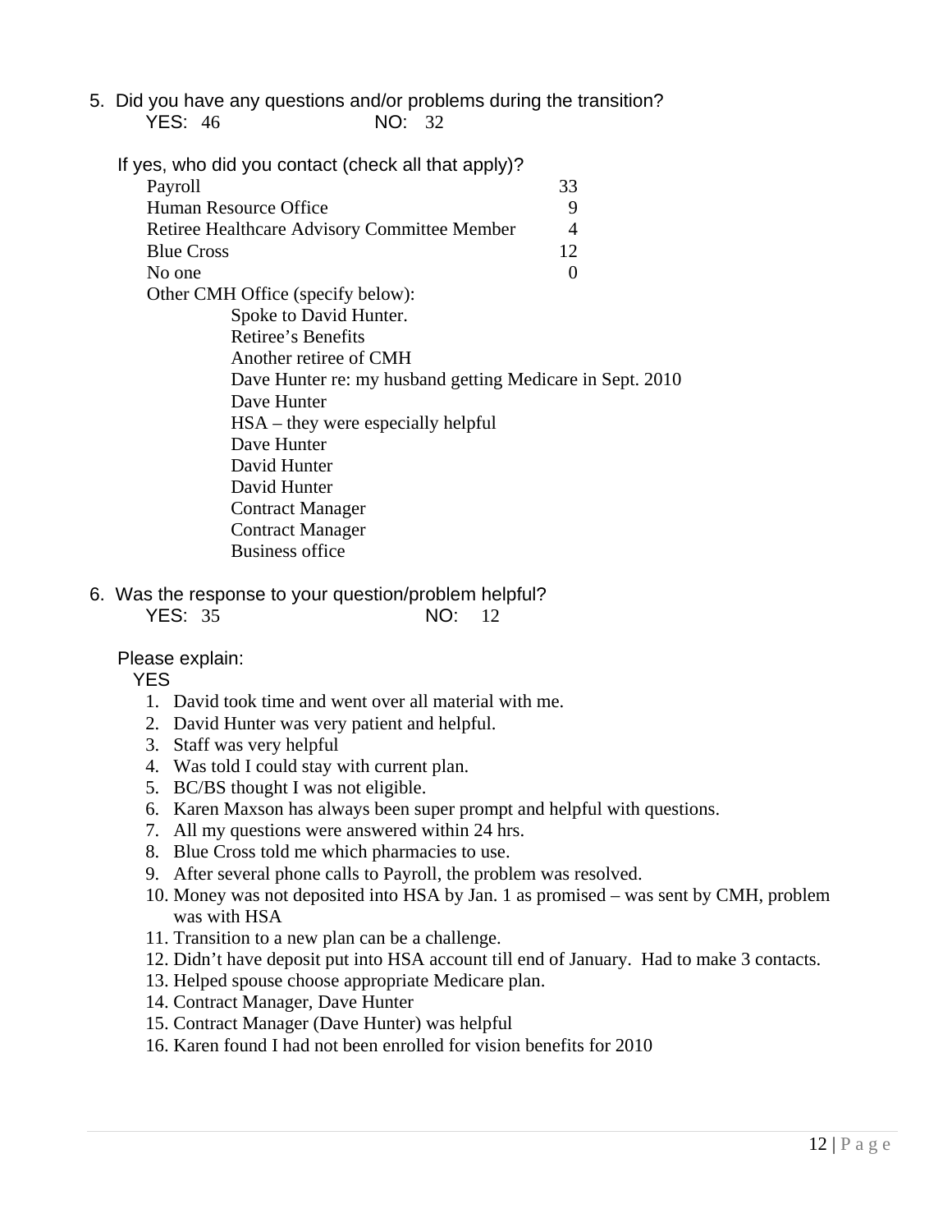5. Did you have any questions and/or problems during the transition?

   YES: 46 NO: 32

   If yes, who did you contact (check all that apply)?

| | |
|---|---|
| Payroll | 33 |
| Human Resource Office | 9 |
| Retiree Healthcare Advisory Committee Member | 4 |
| Blue Cross | 12 |
| No one | 0 |

   Other CMH Office (specify below):

   - Spoke to David Hunter.
   - Retiree's Benefits
   - Another retiree of CMH
   - Dave Hunter re: my husband getting Medicare in Sept. 2010
   - Dave Hunter
   - HSA – they were especially helpful
   - Dave Hunter
   - David Hunter
   - David Hunter
   - Contract Manager
   - Contract Manager
   - Business office

6. Was the response to your question/problem helpful?

   YES: 35 NO: 12

   Please explain:

   YES

   1. David took time and went over all material with me.
   2. David Hunter was very patient and helpful.
   3. Staff was very helpful
   4. Was told I could stay with current plan.
   5. BC/BS thought I was not eligible.
   6. Karen Maxson has always been super prompt and helpful with questions.
   7. All my questions were answered within 24 hrs.
   8. Blue Cross told me which pharmacies to use.
   9. After several phone calls to Payroll, the problem was resolved.
   10. Money was not deposited into HSA by Jan. 1 as promised – was sent by CMH, problem was with HSA
   11. Transition to a new plan can be a challenge.
   12. Didn't have deposit put into HSA account till end of January. Had to make 3 contacts.
   13. Helped spouse choose appropriate Medicare plan.
   14. Contract Manager, Dave Hunter
   15. Contract Manager (Dave Hunter) was helpful
   16. Karen found I had not been enrolled for vision benefits for 2010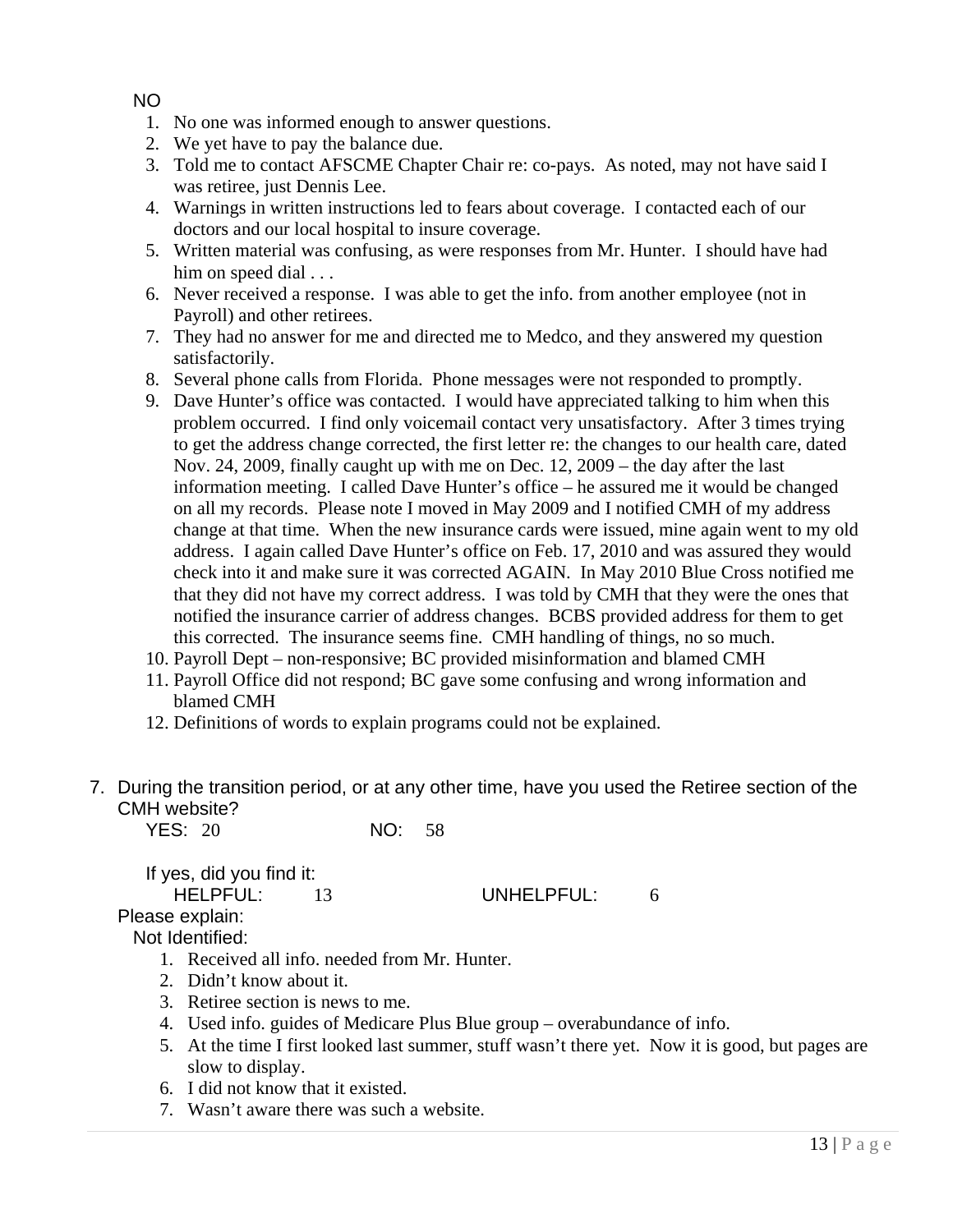NO

1. No one was informed enough to answer questions.
2. We yet have to pay the balance due.
3. Told me to contact AFSCME Chapter Chair re: co-pays. As noted, may not have said I was retiree, just Dennis Lee.
4. Warnings in written instructions led to fears about coverage. I contacted each of our doctors and our local hospital to insure coverage.
5. Written material was confusing, as were responses from Mr. Hunter. I should have had him on speed dial . . .
6. Never received a response. I was able to get the info. from another employee (not in Payroll) and other retirees.
7. They had no answer for me and directed me to Medco, and they answered my question satisfactorily.
8. Several phone calls from Florida. Phone messages were not responded to promptly.
9. Dave Hunter's office was contacted. I would have appreciated talking to him when this problem occurred. I find only voicemail contact very unsatisfactory. After 3 times trying to get the address change corrected, the first letter re: the changes to our health care, dated Nov. 24, 2009, finally caught up with me on Dec. 12, 2009 – the day after the last information meeting. I called Dave Hunter's office – he assured me it would be changed on all my records. Please note I moved in May 2009 and I notified CMH of my address change at that time. When the new insurance cards were issued, mine again went to my old address. I again called Dave Hunter's office on Feb. 17, 2010 and was assured they would check into it and make sure it was corrected AGAIN. In May 2010 Blue Cross notified me that they did not have my correct address. I was told by CMH that they were the ones that notified the insurance carrier of address changes. BCBS provided address for them to get this corrected. The insurance seems fine. CMH handling of things, no so much.
10. Payroll Dept – non-responsive; BC provided misinformation and blamed CMH
11. Payroll Office did not respond; BC gave some confusing and wrong information and blamed CMH
12. Definitions of words to explain programs could not be explained.

7. During the transition period, or at any other time, have you used the Retiree section of the CMH website?

   YES: 20 NO: 58

   If yes, did you find it:

   HELPFUL: 13 UNHELPFUL: 6

   Please explain:

   Not Identified:

   1. Received all info. needed from Mr. Hunter.
   2. Didn't know about it.
   3. Retiree section is news to me.
   4. Used info. guides of Medicare Plus Blue group – overabundance of info.
   5. At the time I first looked last summer, stuff wasn't there yet. Now it is good, but pages are slow to display.
   6. I did not know that it existed.
   7. Wasn't aware there was such a website.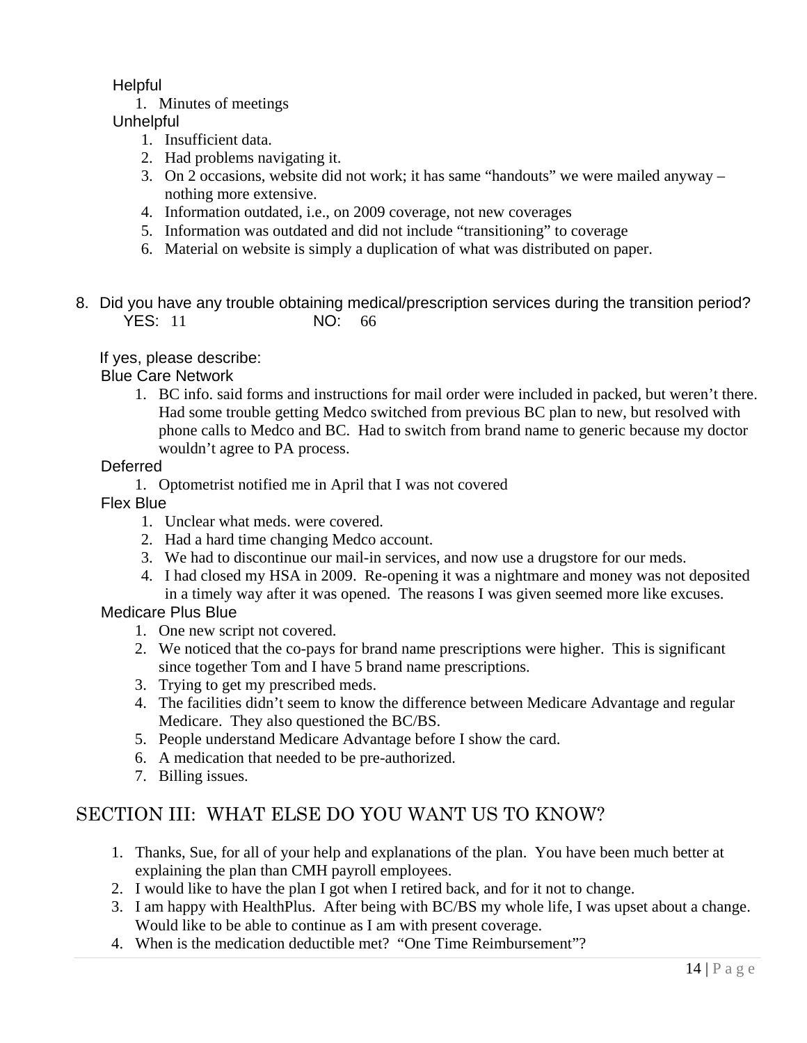Helpful

1. Minutes of meetings

Unhelpful

1. Insufficient data.
2. Had problems navigating it.
3. On 2 occasions, website did not work; it has same "handouts" we were mailed anyway – nothing more extensive.
4. Information outdated, i.e., on 2009 coverage, not new coverages
5. Information was outdated and did not include "transitioning" to coverage
6. Material on website is simply a duplication of what was distributed on paper.

8. Did you have any trouble obtaining medical/prescription services during the transition period?
   YES: 11 NO: 66

If yes, please describe:

Blue Care Network

1. BC info. said forms and instructions for mail order were included in packed, but weren't there. Had some trouble getting Medco switched from previous BC plan to new, but resolved with phone calls to Medco and BC. Had to switch from brand name to generic because my doctor wouldn't agree to PA process.

Deferred

1. Optometrist notified me in April that I was not covered

Flex Blue

1. Unclear what meds. were covered.
2. Had a hard time changing Medco account.
3. We had to discontinue our mail-in services, and now use a drugstore for our meds.
4. I had closed my HSA in 2009. Re-opening it was a nightmare and money was not deposited in a timely way after it was opened. The reasons I was given seemed more like excuses.

Medicare Plus Blue

1. One new script not covered.
2. We noticed that the co-pays for brand name prescriptions were higher. This is significant since together Tom and I have 5 brand name prescriptions.
3. Trying to get my prescribed meds.
4. The facilities didn't seem to know the difference between Medicare Advantage and regular Medicare. They also questioned the BC/BS.
5. People understand Medicare Advantage before I show the card.
6. A medication that needed to be pre-authorized.
7. Billing issues.

## SECTION III: WHAT ELSE DO YOU WANT US TO KNOW?

1. Thanks, Sue, for all of your help and explanations of the plan. You have been much better at explaining the plan than CMH payroll employees.
2. I would like to have the plan I got when I retired back, and for it not to change.
3. I am happy with HealthPlus. After being with BC/BS my whole life, I was upset about a change. Would like to be able to continue as I am with present coverage.
4. When is the medication deductible met? "One Time Reimbursement"?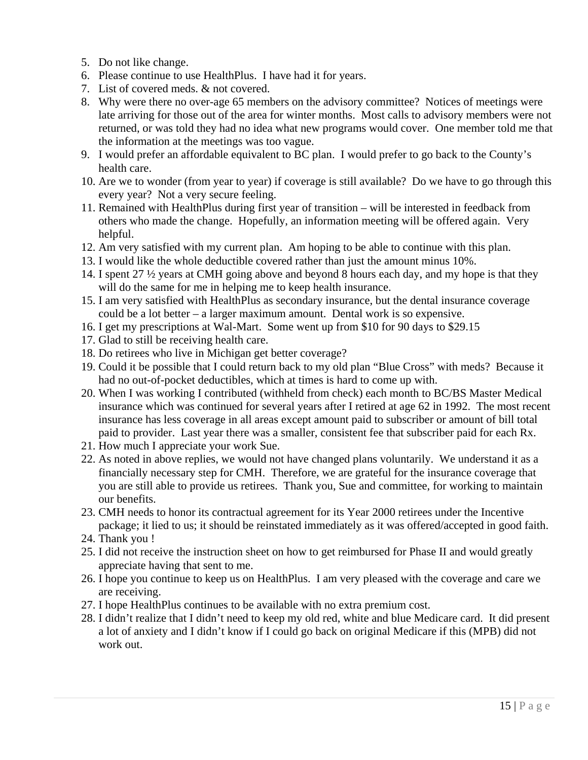5. Do not like change.
6. Please continue to use HealthPlus. I have had it for years.
7. List of covered meds. & not covered.
8. Why were there no over-age 65 members on the advisory committee? Notices of meetings were late arriving for those out of the area for winter months. Most calls to advisory members were not returned, or was told they had no idea what new programs would cover. One member told me that the information at the meetings was too vague.
9. I would prefer an affordable equivalent to BC plan. I would prefer to go back to the County's health care.
10. Are we to wonder (from year to year) if coverage is still available? Do we have to go through this every year? Not a very secure feeling.
11. Remained with HealthPlus during first year of transition – will be interested in feedback from others who made the change. Hopefully, an information meeting will be offered again. Very helpful.
12. Am very satisfied with my current plan. Am hoping to be able to continue with this plan.
13. I would like the whole deductible covered rather than just the amount minus 10%.
14. I spent 27 ½ years at CMH going above and beyond 8 hours each day, and my hope is that they will do the same for me in helping me to keep health insurance.
15. I am very satisfied with HealthPlus as secondary insurance, but the dental insurance coverage could be a lot better – a larger maximum amount. Dental work is so expensive.
16. I get my prescriptions at Wal-Mart. Some went up from $10 for 90 days to $29.15
17. Glad to still be receiving health care.
18. Do retirees who live in Michigan get better coverage?
19. Could it be possible that I could return back to my old plan "Blue Cross" with meds? Because it had no out-of-pocket deductibles, which at times is hard to come up with.
20. When I was working I contributed (withheld from check) each month to BC/BS Master Medical insurance which was continued for several years after I retired at age 62 in 1992. The most recent insurance has less coverage in all areas except amount paid to subscriber or amount of bill total paid to provider. Last year there was a smaller, consistent fee that subscriber paid for each Rx.
21. How much I appreciate your work Sue.
22. As noted in above replies, we would not have changed plans voluntarily. We understand it as a financially necessary step for CMH. Therefore, we are grateful for the insurance coverage that you are still able to provide us retirees. Thank you, Sue and committee, for working to maintain our benefits.
23. CMH needs to honor its contractual agreement for its Year 2000 retirees under the Incentive package; it lied to us; it should be reinstated immediately as it was offered/accepted in good faith.
24. Thank you !
25. I did not receive the instruction sheet on how to get reimbursed for Phase II and would greatly appreciate having that sent to me.
26. I hope you continue to keep us on HealthPlus. I am very pleased with the coverage and care we are receiving.
27. I hope HealthPlus continues to be available with no extra premium cost.
28. I didn't realize that I didn't need to keep my old red, white and blue Medicare card. It did present a lot of anxiety and I didn't know if I could go back on original Medicare if this (MPB) did not work out.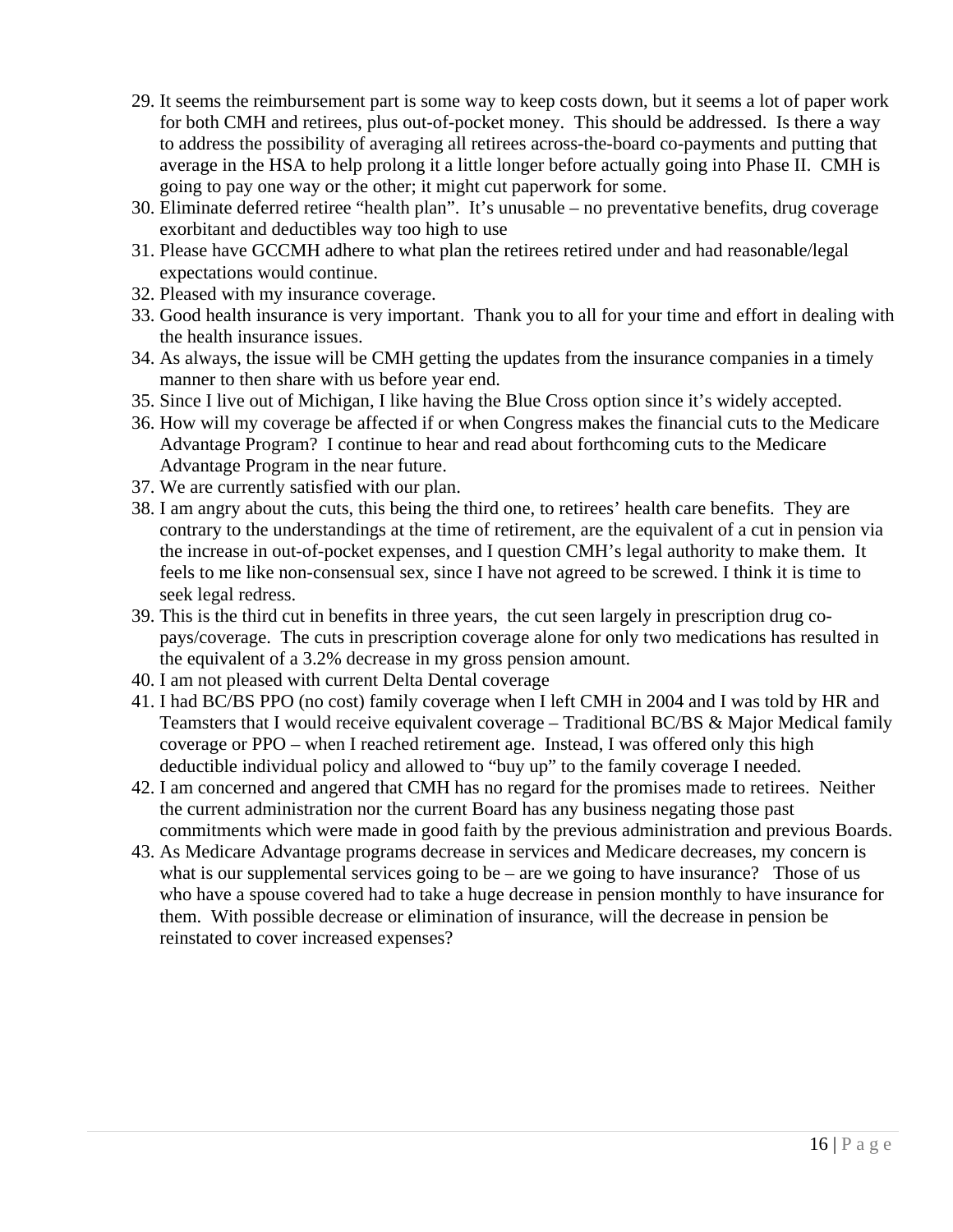29. It seems the reimbursement part is some way to keep costs down, but it seems a lot of paper work for both CMH and retirees, plus out-of-pocket money. This should be addressed. Is there a way to address the possibility of averaging all retirees across-the-board co-payments and putting that average in the HSA to help prolong it a little longer before actually going into Phase II. CMH is going to pay one way or the other; it might cut paperwork for some.
30. Eliminate deferred retiree "health plan". It's unusable – no preventative benefits, drug coverage exorbitant and deductibles way too high to use
31. Please have GCCMH adhere to what plan the retirees retired under and had reasonable/legal expectations would continue.
32. Pleased with my insurance coverage.
33. Good health insurance is very important. Thank you to all for your time and effort in dealing with the health insurance issues.
34. As always, the issue will be CMH getting the updates from the insurance companies in a timely manner to then share with us before year end.
35. Since I live out of Michigan, I like having the Blue Cross option since it's widely accepted.
36. How will my coverage be affected if or when Congress makes the financial cuts to the Medicare Advantage Program? I continue to hear and read about forthcoming cuts to the Medicare Advantage Program in the near future.
37. We are currently satisfied with our plan.
38. I am angry about the cuts, this being the third one, to retirees' health care benefits. They are contrary to the understandings at the time of retirement, are the equivalent of a cut in pension via the increase in out-of-pocket expenses, and I question CMH's legal authority to make them. It feels to me like non-consensual sex, since I have not agreed to be screwed. I think it is time to seek legal redress.
39. This is the third cut in benefits in three years, the cut seen largely in prescription drug co-pays/coverage. The cuts in prescription coverage alone for only two medications has resulted in the equivalent of a 3.2% decrease in my gross pension amount.
40. I am not pleased with current Delta Dental coverage
41. I had BC/BS PPO (no cost) family coverage when I left CMH in 2004 and I was told by HR and Teamsters that I would receive equivalent coverage – Traditional BC/BS & Major Medical family coverage or PPO – when I reached retirement age. Instead, I was offered only this high deductible individual policy and allowed to "buy up" to the family coverage I needed.
42. I am concerned and angered that CMH has no regard for the promises made to retirees. Neither the current administration nor the current Board has any business negating those past commitments which were made in good faith by the previous administration and previous Boards.
43. As Medicare Advantage programs decrease in services and Medicare decreases, my concern is what is our supplemental services going to be – are we going to have insurance? Those of us who have a spouse covered had to take a huge decrease in pension monthly to have insurance for them. With possible decrease or elimination of insurance, will the decrease in pension be reinstated to cover increased expenses?